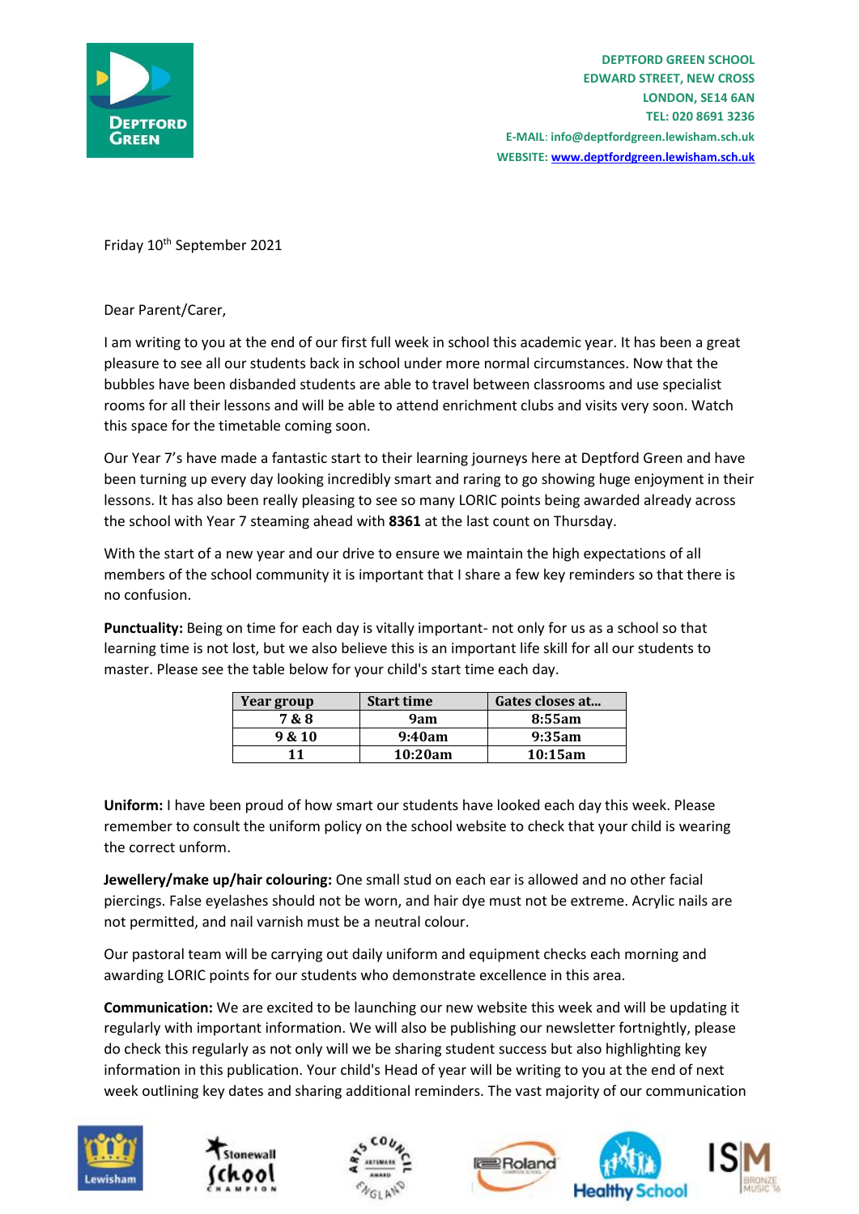DEPTFORD GREEN SCHOOL
EDWARD STREET, NEW CROSS
LONDON, SE14 6AN
TEL: 020 8691 3236
E-MAIL: info@deptfordgreen.lewisham.sch.uk
WEBSITE: www.deptfordgreen.lewisham.sch.uk

Friday 10th September 2021

Dear Parent/Carer,

I am writing to you at the end of our first full week in school this academic year. It has been a great pleasure to see all our students back in school under more normal circumstances. Now that the bubbles have been disbanded students are able to travel between classrooms and use specialist rooms for all their lessons and will be able to attend enrichment clubs and visits very soon. Watch this space for the timetable coming soon.

Our Year 7's have made a fantastic start to their learning journeys here at Deptford Green and have been turning up every day looking incredibly smart and raring to go showing huge enjoyment in their lessons. It has also been really pleasing to see so many LORIC points being awarded already across the school with Year 7 steaming ahead with **8361** at the last count on Thursday.

With the start of a new year and our drive to ensure we maintain the high expectations of all members of the school community it is important that I share a few key reminders so that there is no confusion.

**Punctuality:** Being on time for each day is vitally important- not only for us as a school so that learning time is not lost, but we also believe this is an important life skill for all our students to master. Please see the table below for your child's start time each day.

| Year group | Start time | Gates closes at... |
|---|---|---|
| 7 & 8 | 9am | 8:55am |
| 9 & 10 | 9:40am | 9:35am |
| 11 | 10:20am | 10:15am |

**Uniform:** I have been proud of how smart our students have looked each day this week. Please remember to consult the uniform policy on the school website to check that your child is wearing the correct unform.

**Jewellery/make up/hair colouring:** One small stud on each ear is allowed and no other facial piercings. False eyelashes should not be worn, and hair dye must not be extreme. Acrylic nails are not permitted, and nail varnish must be a neutral colour.

Our pastoral team will be carrying out daily uniform and equipment checks each morning and awarding LORIC points for our students who demonstrate excellence in this area.

**Communication:** We are excited to be launching our new website this week and will be updating it regularly with important information. We will also be publishing our newsletter fortnightly, please do check this regularly as not only will we be sharing student success but also highlighting key information in this publication. Your child's Head of year will be writing to you at the end of next week outlining key dates and sharing additional reminders. The vast majority of our communication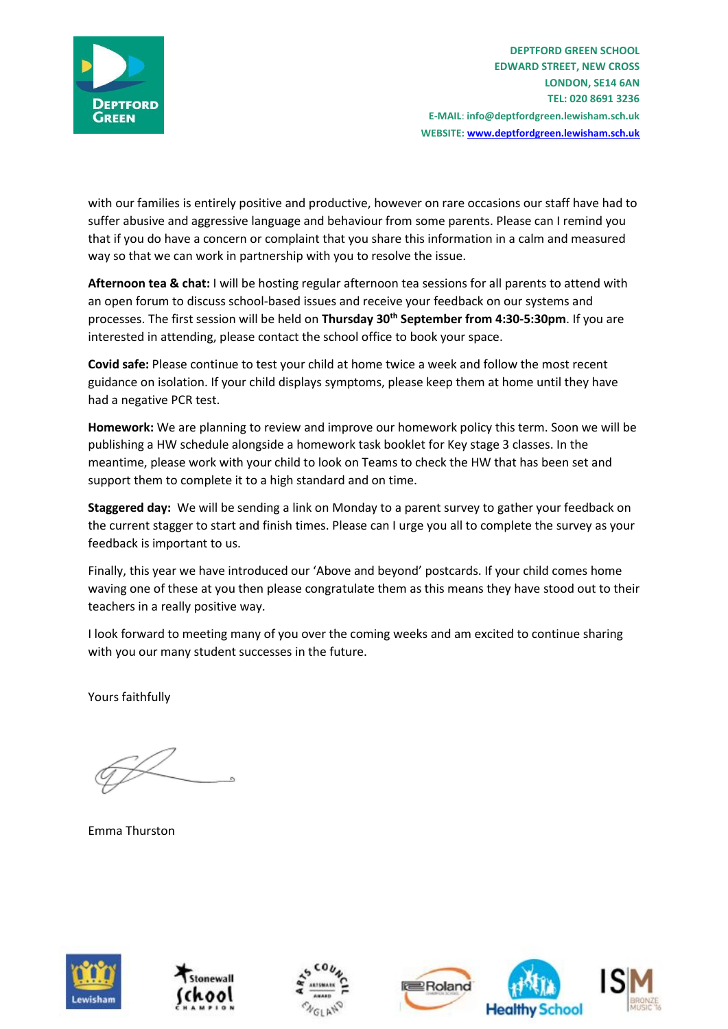with our families is entirely positive and productive, however on rare occasions our staff have had to suffer abusive and aggressive language and behaviour from some parents. Please can I remind you that if you do have a concern or complaint that you share this information in a calm and measured way so that we can work in partnership with you to resolve the issue.

**Afternoon tea & chat:** I will be hosting regular afternoon tea sessions for all parents to attend with an open forum to discuss school-based issues and receive your feedback on our systems and processes. The first session will be held on **Thursday 30th September from 4:30-5:30pm**. If you are interested in attending, please contact the school office to book your space.

**Covid safe:** Please continue to test your child at home twice a week and follow the most recent guidance on isolation. If your child displays symptoms, please keep them at home until they have had a negative PCR test.

**Homework:** We are planning to review and improve our homework policy this term. Soon we will be publishing a HW schedule alongside a homework task booklet for Key stage 3 classes. In the meantime, please work with your child to look on Teams to check the HW that has been set and support them to complete it to a high standard and on time.

**Staggered day:** We will be sending a link on Monday to a parent survey to gather your feedback on the current stagger to start and finish times. Please can I urge you all to complete the survey as your feedback is important to us.

Finally, this year we have introduced our 'Above and beyond' postcards. If your child comes home waving one of these at you then please congratulate them as this means they have stood out to their teachers in a really positive way.

I look forward to meeting many of you over the coming weeks and am excited to continue sharing with you our many student successes in the future.

Yours faithfully

Emma Thurston